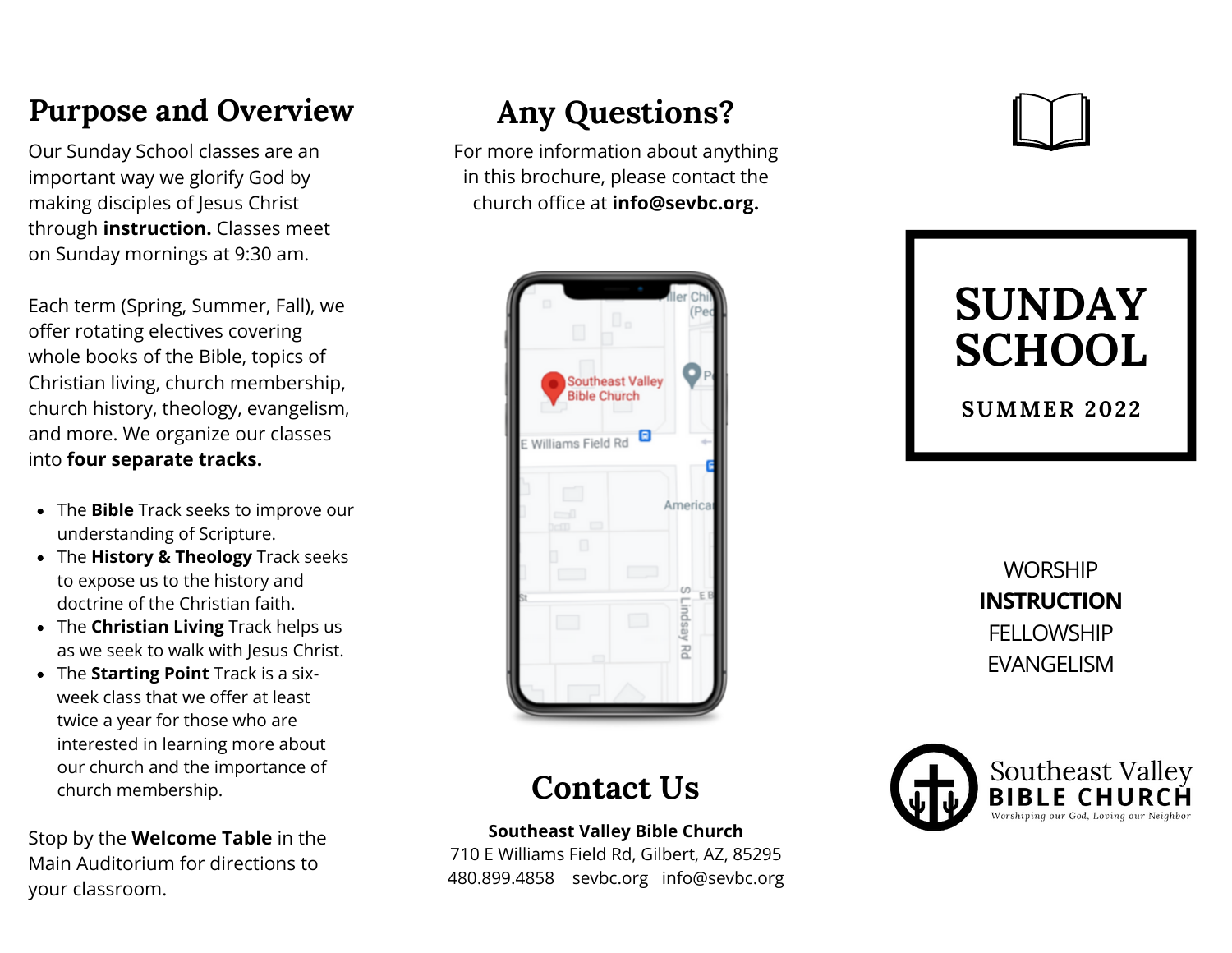## Purpose and Overview

Our Sunday School classes are an important way we glorify God by making disciples of Jesus Christ through **instruction.** Classes meet on Sunday mornings at 9:30 am.

Each term (Spring, Summer, Fall), we offer rotating electives covering whole books of the Bible, topics of Christian living, church membership, church history, theology, evangelism, and more. We organize our classes into **four separate tracks.**

- The **Bible** Track seeks to improve our understanding of Scripture.
- The **History & Theology** Track seeks to expose us to the history and doctrine of the Christian faith.
- The **Christian Living** Track helps us as we seek to walk with Jesus Christ.
- The **Starting Point** Track is a six-week class that we offer at least twice a year for those who are interested in learning more about our church and the importance of church membership.

Stop by the **Welcome Table** in the Main Auditorium for directions to your classroom.

## Any Questions?

For more information about anything in this brochure, please contact the church office at **info@sevbc.org.**

## Contact Us

**Southeast Valley Bible Church**
710 E Williams Field Rd, Gilbert, AZ, 85295
480.899.4858 sevbc.org info@sevbc.org

# SUNDAY SCHOOL

### SUMMER 2022

WORSHIP
**INSTRUCTION**
FELLOWSHIP
EVANGELISM

Southeast Valley
BIBLE CHURCH
*Worshiping our God, Loving our Neighbor*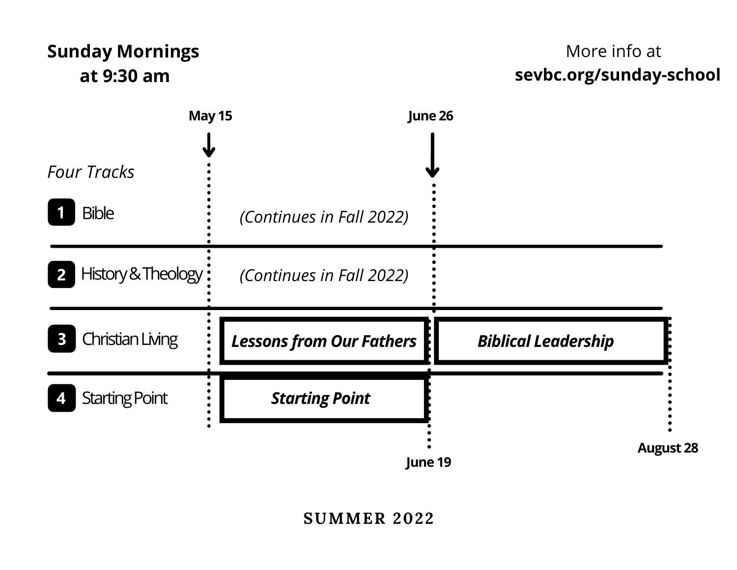**Sunday Mornings at 9:30 am**

More info at **sevbc.org/sunday-school**

*Four Tracks*

May 15

June 26

1 Bible — *(Continues in Fall 2022)*

2 History & Theology — *(Continues in Fall 2022)*

3 Christian Living — ***Lessons from Our Fathers*** — ***Biblical Leadership***

4 Starting Point — ***Starting Point***

June 19

August 28

SUMMER 2022